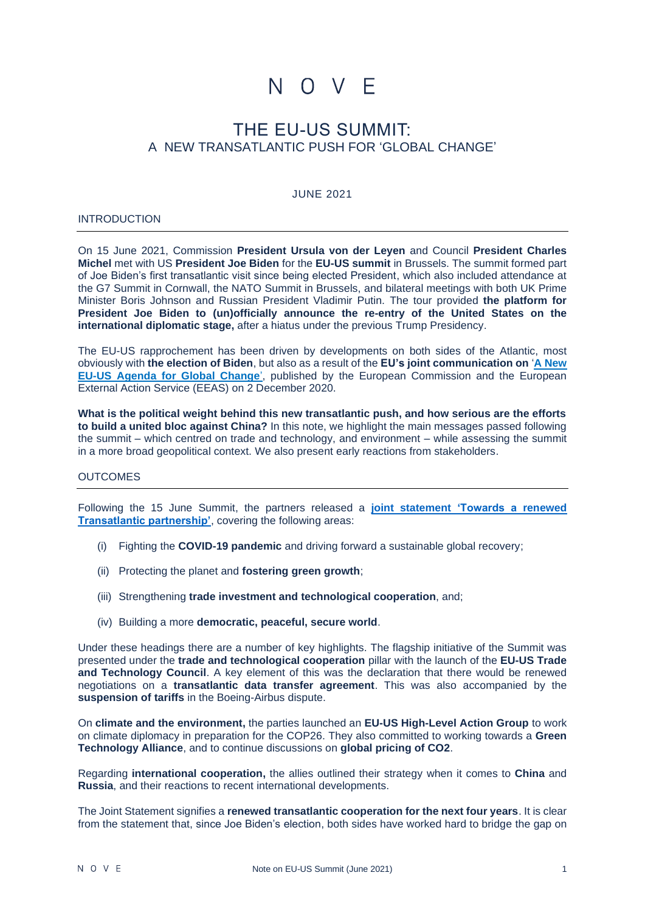# N O V E

# THE EU-US SUMMIT:
## A NEW TRANSATLANTIC PUSH FOR 'GLOBAL CHANGE'

JUNE 2021

## INTRODUCTION

On 15 June 2021, Commission **President Ursula von der Leyen** and Council **President Charles Michel** met with US **President Joe Biden** for the **EU-US summit** in Brussels. The summit formed part of Joe Biden's first transatlantic visit since being elected President, which also included attendance at the G7 Summit in Cornwall, the NATO Summit in Brussels, and bilateral meetings with both UK Prime Minister Boris Johnson and Russian President Vladimir Putin. The tour provided **the platform for President Joe Biden to (un)officially announce the re-entry of the United States on the international diplomatic stage,** after a hiatus under the previous Trump Presidency.

The EU-US rapprochement has been driven by developments on both sides of the Atlantic, most obviously with **the election of Biden**, but also as a result of the **EU's joint communication on** '**A New EU-US Agenda for Global Change**', published by the European Commission and the European External Action Service (EEAS) on 2 December 2020.

**What is the political weight behind this new transatlantic push, and how serious are the efforts to build a united bloc against China?** In this note, we highlight the main messages passed following the summit – which centred on trade and technology, and environment – while assessing the summit in a more broad geopolitical context. We also present early reactions from stakeholders.

## OUTCOMES

Following the 15 June Summit, the partners released a **joint statement 'Towards a renewed Transatlantic partnership'**, covering the following areas:

(i) Fighting the **COVID-19 pandemic** and driving forward a sustainable global recovery;

(ii) Protecting the planet and **fostering green growth**;

(iii) Strengthening **trade investment and technological cooperation**, and;

(iv) Building a more **democratic, peaceful, secure world**.

Under these headings there are a number of key highlights. The flagship initiative of the Summit was presented under the **trade and technological cooperation** pillar with the launch of the **EU-US Trade and Technology Council**. A key element of this was the declaration that there would be renewed negotiations on a **transatlantic data transfer agreement**. This was also accompanied by the **suspension of tariffs** in the Boeing-Airbus dispute.

On **climate and the environment,** the parties launched an **EU-US High-Level Action Group** to work on climate diplomacy in preparation for the COP26. They also committed to working towards a **Green Technology Alliance**, and to continue discussions on **global pricing of CO2**.

Regarding **international cooperation,** the allies outlined their strategy when it comes to **China** and **Russia**, and their reactions to recent international developments.

The Joint Statement signifies a **renewed transatlantic cooperation for the next four years**. It is clear from the statement that, since Joe Biden's election, both sides have worked hard to bridge the gap on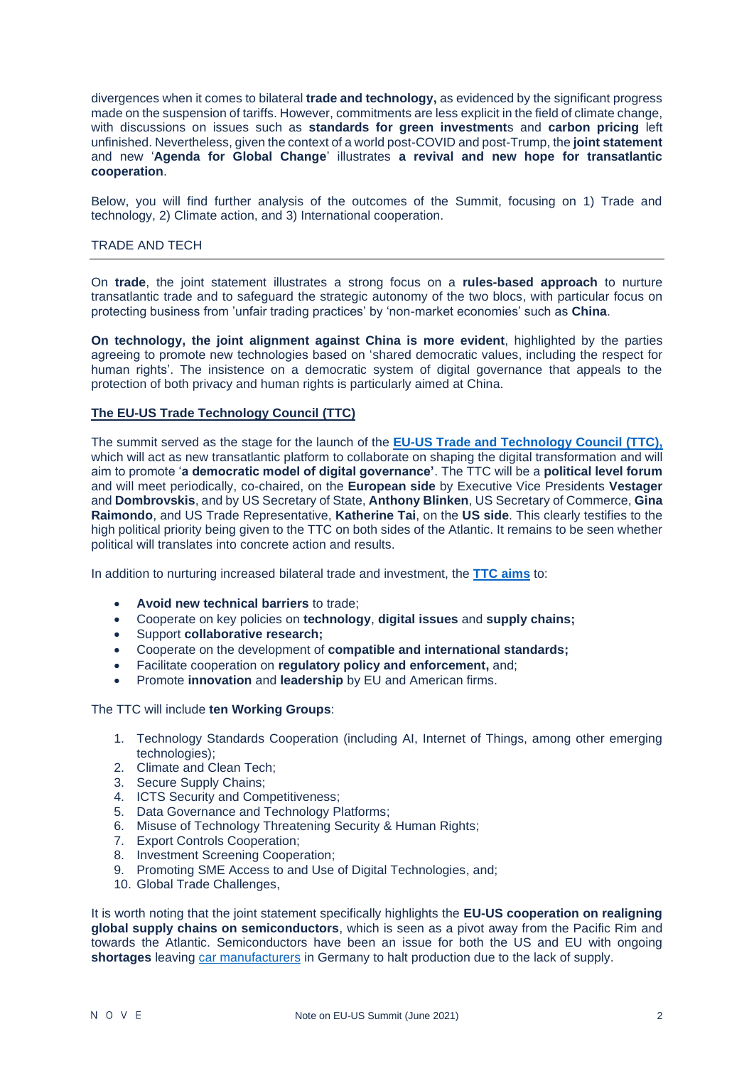divergences when it comes to bilateral **trade and technology,** as evidenced by the significant progress made on the suspension of tariffs. However, commitments are less explicit in the field of climate change, with discussions on issues such as **standards for green investment**s and **carbon pricing** left unfinished. Nevertheless, given the context of a world post-COVID and post-Trump, the **joint statement** and new '**Agenda for Global Change**' illustrates **a revival and new hope for transatlantic cooperation**.

Below, you will find further analysis of the outcomes of the Summit, focusing on 1) Trade and technology, 2) Climate action, and 3) International cooperation.

## TRADE AND TECH

On **trade**, the joint statement illustrates a strong focus on a **rules-based approach** to nurture transatlantic trade and to safeguard the strategic autonomy of the two blocs, with particular focus on protecting business from 'unfair trading practices' by 'non-market economies' such as **China**.

**On technology, the joint alignment against China is more evident**, highlighted by the parties agreeing to promote new technologies based on 'shared democratic values, including the respect for human rights'. The insistence on a democratic system of digital governance that appeals to the protection of both privacy and human rights is particularly aimed at China.

### The EU-US Trade Technology Council (TTC)

The summit served as the stage for the launch of the **EU-US Trade and Technology Council (TTC),** which will act as new transatlantic platform to collaborate on shaping the digital transformation and will aim to promote '**a democratic model of digital governance'**. The TTC will be a **political level forum** and will meet periodically, co-chaired, on the **European side** by Executive Vice Presidents **Vestager** and **Dombrovskis**, and by US Secretary of State, **Anthony Blinken**, US Secretary of Commerce, **Gina Raimondo**, and US Trade Representative, **Katherine Tai**, on the **US side**. This clearly testifies to the high political priority being given to the TTC on both sides of the Atlantic. It remains to be seen whether political will translates into concrete action and results.

In addition to nurturing increased bilateral trade and investment, the **TTC aims** to:

- **Avoid new technical barriers** to trade;
- Cooperate on key policies on **technology**, **digital issues** and **supply chains;**
- Support **collaborative research;**
- Cooperate on the development of **compatible and international standards;**
- Facilitate cooperation on **regulatory policy and enforcement,** and;
- Promote **innovation** and **leadership** by EU and American firms.

The TTC will include **ten Working Groups**:

1. Technology Standards Cooperation (including AI, Internet of Things, among other emerging technologies);
2. Climate and Clean Tech;
3. Secure Supply Chains;
4. ICTS Security and Competitiveness;
5. Data Governance and Technology Platforms;
6. Misuse of Technology Threatening Security & Human Rights;
7. Export Controls Cooperation;
8. Investment Screening Cooperation;
9. Promoting SME Access to and Use of Digital Technologies, and;
10. Global Trade Challenges,

It is worth noting that the joint statement specifically highlights the **EU-US cooperation on realigning global supply chains on semiconductors**, which is seen as a pivot away from the Pacific Rim and towards the Atlantic. Semiconductors have been an issue for both the US and EU with ongoing **shortages** leaving car manufacturers in Germany to halt production due to the lack of supply.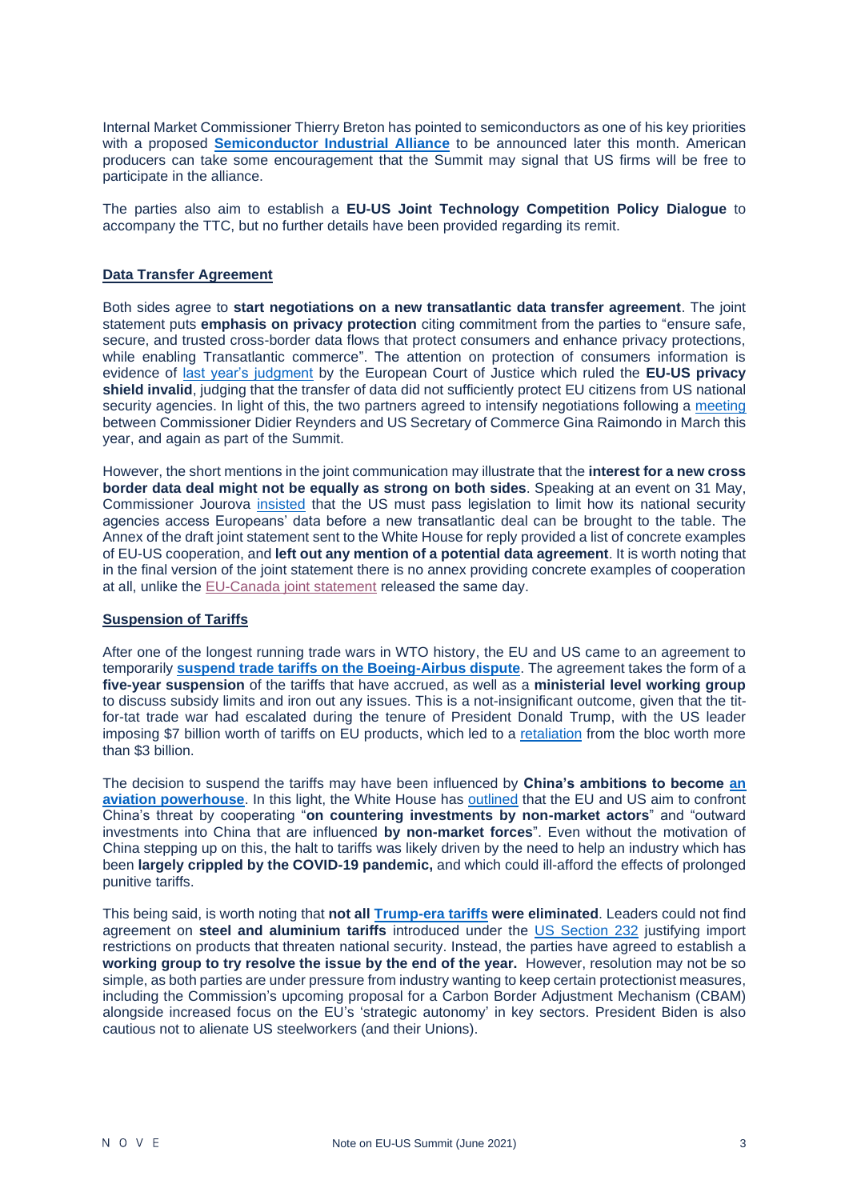Internal Market Commissioner Thierry Breton has pointed to semiconductors as one of his key priorities with a proposed **Semiconductor Industrial Alliance** to be announced later this month. American producers can take some encouragement that the Summit may signal that US firms will be free to participate in the alliance.

The parties also aim to establish a **EU-US Joint Technology Competition Policy Dialogue** to accompany the TTC, but no further details have been provided regarding its remit.

## Data Transfer Agreement

Both sides agree to **start negotiations on a new transatlantic data transfer agreement**. The joint statement puts **emphasis on privacy protection** citing commitment from the parties to "ensure safe, secure, and trusted cross-border data flows that protect consumers and enhance privacy protections, while enabling Transatlantic commerce". The attention on protection of consumers information is evidence of last year's judgment by the European Court of Justice which ruled the **EU-US privacy shield invalid**, judging that the transfer of data did not sufficiently protect EU citizens from US national security agencies. In light of this, the two partners agreed to intensify negotiations following a meeting between Commissioner Didier Reynders and US Secretary of Commerce Gina Raimondo in March this year, and again as part of the Summit.

However, the short mentions in the joint communication may illustrate that the **interest for a new cross border data deal might not be equally as strong on both sides**. Speaking at an event on 31 May, Commissioner Jourova insisted that the US must pass legislation to limit how its national security agencies access Europeans' data before a new transatlantic deal can be brought to the table. The Annex of the draft joint statement sent to the White House for reply provided a list of concrete examples of EU-US cooperation, and **left out any mention of a potential data agreement**. It is worth noting that in the final version of the joint statement there is no annex providing concrete examples of cooperation at all, unlike the EU-Canada joint statement released the same day.

## Suspension of Tariffs

After one of the longest running trade wars in WTO history, the EU and US came to an agreement to temporarily **suspend trade tariffs on the Boeing-Airbus dispute**. The agreement takes the form of a **five-year suspension** of the tariffs that have accrued, as well as a **ministerial level working group** to discuss subsidy limits and iron out any issues. This is a not-insignificant outcome, given that the tit-for-tat trade war had escalated during the tenure of President Donald Trump, with the US leader imposing $7 billion worth of tariffs on EU products, which led to a retaliation from the bloc worth more than $3 billion.

The decision to suspend the tariffs may have been influenced by **China's ambitions to become an aviation powerhouse**. In this light, the White House has outlined that the EU and US aim to confront China's threat by cooperating "**on countering investments by non-market actors**" and "outward investments into China that are influenced **by non-market forces**". Even without the motivation of China stepping up on this, the halt to tariffs was likely driven by the need to help an industry which has been **largely crippled by the COVID-19 pandemic,** and which could ill-afford the effects of prolonged punitive tariffs.

This being said, is worth noting that **not all Trump-era tariffs were eliminated**. Leaders could not find agreement on **steel and aluminium tariffs** introduced under the US Section 232 justifying import restrictions on products that threaten national security. Instead, the parties have agreed to establish a **working group to try resolve the issue by the end of the year.** However, resolution may not be so simple, as both parties are under pressure from industry wanting to keep certain protectionist measures, including the Commission's upcoming proposal for a Carbon Border Adjustment Mechanism (CBAM) alongside increased focus on the EU's 'strategic autonomy' in key sectors. President Biden is also cautious not to alienate US steelworkers (and their Unions).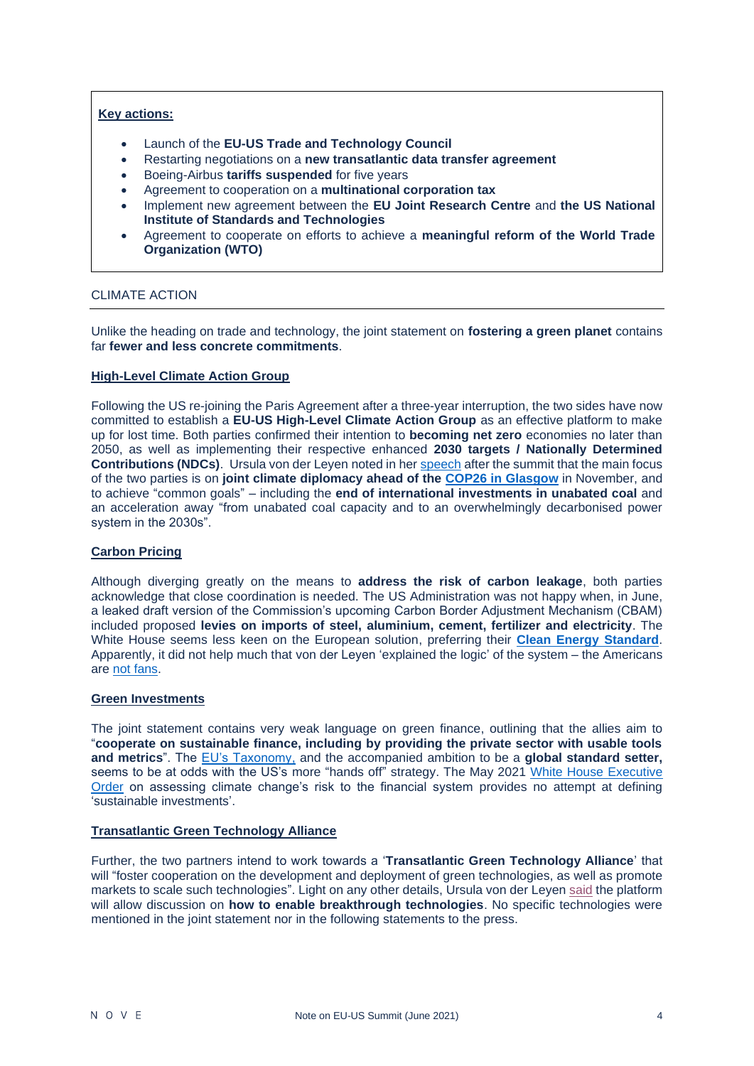**Key actions:**

- Launch of the **EU-US Trade and Technology Council**
- Restarting negotiations on a **new transatlantic data transfer agreement**
- Boeing-Airbus **tariffs suspended** for five years
- Agreement to cooperation on a **multinational corporation tax**
- Implement new agreement between the **EU Joint Research Centre** and **the US National Institute of Standards and Technologies**
- Agreement to cooperate on efforts to achieve a **meaningful reform of the World Trade Organization (WTO)**

## CLIMATE ACTION

Unlike the heading on trade and technology, the joint statement on **fostering a green planet** contains far **fewer and less concrete commitments**.

### High-Level Climate Action Group

Following the US re-joining the Paris Agreement after a three-year interruption, the two sides have now committed to establish a **EU-US High-Level Climate Action Group** as an effective platform to make up for lost time. Both parties confirmed their intention to **becoming net zero** economies no later than 2050, as well as implementing their respective enhanced **2030 targets / Nationally Determined Contributions (NDCs)**. Ursula von der Leyen noted in her speech after the summit that the main focus of the two parties is on **joint climate diplomacy ahead of the COP26 in Glasgow** in November, and to achieve "common goals" – including the **end of international investments in unabated coal** and an acceleration away "from unabated coal capacity and to an overwhelmingly decarbonised power system in the 2030s".

### Carbon Pricing

Although diverging greatly on the means to **address the risk of carbon leakage**, both parties acknowledge that close coordination is needed. The US Administration was not happy when, in June, a leaked draft version of the Commission's upcoming Carbon Border Adjustment Mechanism (CBAM) included proposed **levies on imports of steel, aluminium, cement, fertilizer and electricity**. The White House seems less keen on the European solution, preferring their **Clean Energy Standard**. Apparently, it did not help much that von der Leyen 'explained the logic' of the system – the Americans are not fans.

### Green Investments

The joint statement contains very weak language on green finance, outlining that the allies aim to "**cooperate on sustainable finance, including by providing the private sector with usable tools and metrics**". The EU's Taxonomy, and the accompanied ambition to be a **global standard setter,** seems to be at odds with the US's more "hands off" strategy. The May 2021 White House Executive Order on assessing climate change's risk to the financial system provides no attempt at defining 'sustainable investments'.

### Transatlantic Green Technology Alliance

Further, the two partners intend to work towards a '**Transatlantic Green Technology Alliance**' that will "foster cooperation on the development and deployment of green technologies, as well as promote markets to scale such technologies". Light on any other details, Ursula von der Leyen said the platform will allow discussion on **how to enable breakthrough technologies**. No specific technologies were mentioned in the joint statement nor in the following statements to the press.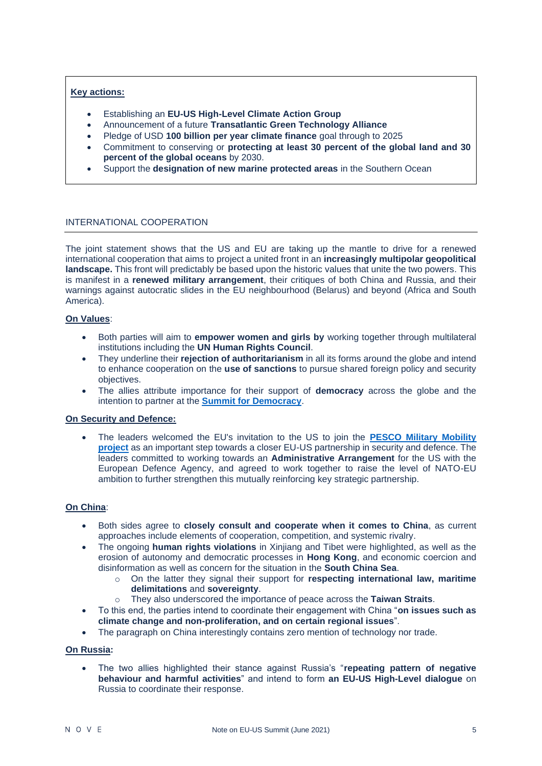**Key actions:**

- Establishing an **EU-US High-Level Climate Action Group**
- Announcement of a future **Transatlantic Green Technology Alliance**
- Pledge of USD **100 billion per year climate finance** goal through to 2025
- Commitment to conserving or **protecting at least 30 percent of the global land and 30 percent of the global oceans** by 2030.
- Support the **designation of new marine protected areas** in the Southern Ocean

## INTERNATIONAL COOPERATION

The joint statement shows that the US and EU are taking up the mantle to drive for a renewed international cooperation that aims to project a united front in an **increasingly multipolar geopolitical landscape.** This front will predictably be based upon the historic values that unite the two powers. This is manifest in a **renewed military arrangement**, their critiques of both China and Russia, and their warnings against autocratic slides in the EU neighbourhood (Belarus) and beyond (Africa and South America).

**On Values**:

- Both parties will aim to **empower women and girls by** working together through multilateral institutions including the **UN Human Rights Council**.
- They underline their **rejection of authoritarianism** in all its forms around the globe and intend to enhance cooperation on the **use of sanctions** to pursue shared foreign policy and security objectives.
- The allies attribute importance for their support of **democracy** across the globe and the intention to partner at the **Summit for Democracy**.

**On Security and Defence:**

- The leaders welcomed the EU's invitation to the US to join the **PESCO Military Mobility project** as an important step towards a closer EU-US partnership in security and defence. The leaders committed to working towards an **Administrative Arrangement** for the US with the European Defence Agency, and agreed to work together to raise the level of NATO-EU ambition to further strengthen this mutually reinforcing key strategic partnership.

**On China**:

- Both sides agree to **closely consult and cooperate when it comes to China**, as current approaches include elements of cooperation, competition, and systemic rivalry.
- The ongoing **human rights violations** in Xinjiang and Tibet were highlighted, as well as the erosion of autonomy and democratic processes in **Hong Kong**, and economic coercion and disinformation as well as concern for the situation in the **South China Sea**.
  - On the latter they signal their support for **respecting international law, maritime delimitations** and **sovereignty**.
  - They also underscored the importance of peace across the **Taiwan Straits**.
- To this end, the parties intend to coordinate their engagement with China "**on issues such as climate change and non-proliferation, and on certain regional issues**".
- The paragraph on China interestingly contains zero mention of technology nor trade.

**On Russia:**

- The two allies highlighted their stance against Russia's "**repeating pattern of negative behaviour and harmful activities**" and intend to form **an EU-US High-Level dialogue** on Russia to coordinate their response.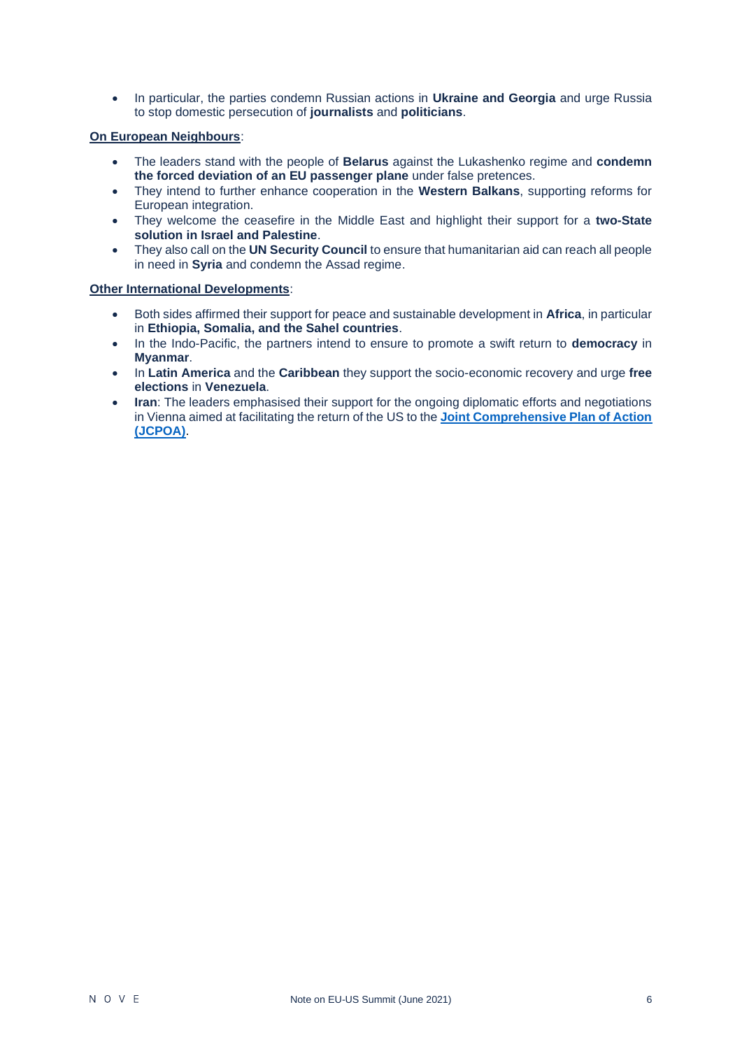- In particular, the parties condemn Russian actions in **Ukraine and Georgia** and urge Russia to stop domestic persecution of **journalists** and **politicians**.

**On European Neighbours**:

- The leaders stand with the people of **Belarus** against the Lukashenko regime and **condemn the forced deviation of an EU passenger plane** under false pretences.
- They intend to further enhance cooperation in the **Western Balkans**, supporting reforms for European integration.
- They welcome the ceasefire in the Middle East and highlight their support for a **two-State solution in Israel and Palestine**.
- They also call on the **UN Security Council** to ensure that humanitarian aid can reach all people in need in **Syria** and condemn the Assad regime.

**Other International Developments**:

- Both sides affirmed their support for peace and sustainable development in **Africa**, in particular in **Ethiopia, Somalia, and the Sahel countries**.
- In the Indo-Pacific, the partners intend to ensure to promote a swift return to **democracy** in **Myanmar**.
- In **Latin America** and the **Caribbean** they support the socio-economic recovery and urge **free elections** in **Venezuela**.
- **Iran**: The leaders emphasised their support for the ongoing diplomatic efforts and negotiations in Vienna aimed at facilitating the return of the US to the **Joint Comprehensive Plan of Action (JCPOA)**.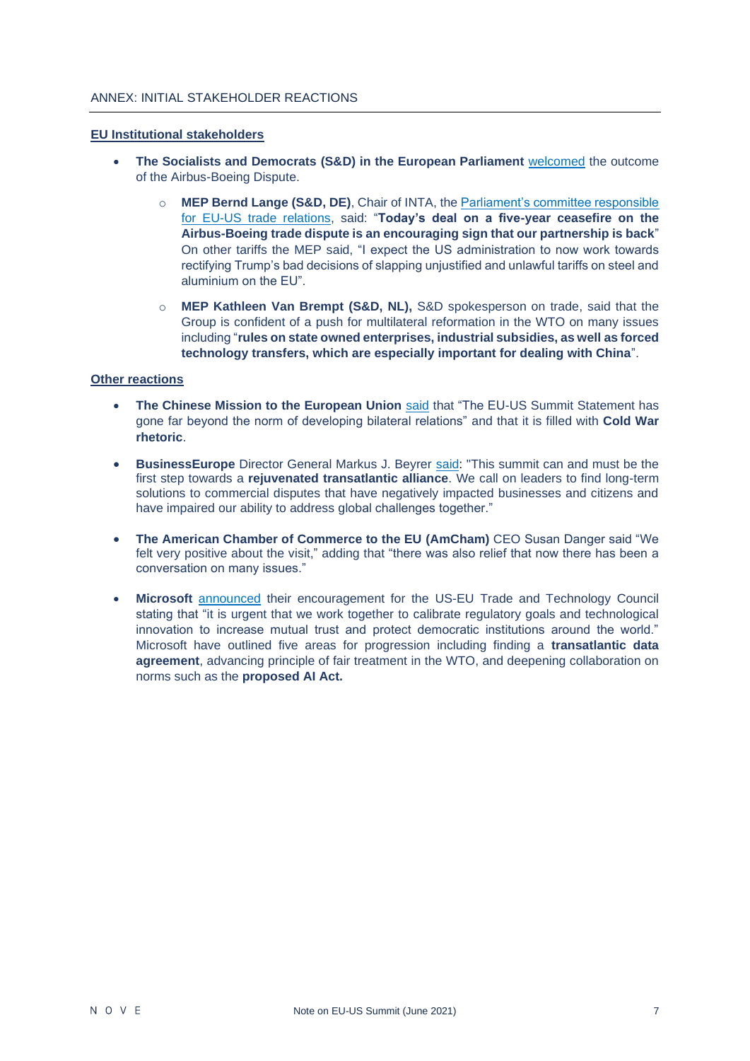## ANNEX: INITIAL STAKEHOLDER REACTIONS

### EU Institutional stakeholders

- **The Socialists and Democrats (S&D) in the European Parliament** welcomed the outcome of the Airbus-Boeing Dispute.
  - **MEP Bernd Lange (S&D, DE)**, Chair of INTA, the Parliament's committee responsible for EU-US trade relations, said: "**Today's deal on a five-year ceasefire on the Airbus-Boeing trade dispute is an encouraging sign that our partnership is back**" On other tariffs the MEP said, "I expect the US administration to now work towards rectifying Trump's bad decisions of slapping unjustified and unlawful tariffs on steel and aluminium on the EU".
  - **MEP Kathleen Van Brempt (S&D, NL),** S&D spokesperson on trade, said that the Group is confident of a push for multilateral reformation in the WTO on many issues including "**rules on state owned enterprises, industrial subsidies, as well as forced technology transfers, which are especially important for dealing with China**".

### Other reactions

- **The Chinese Mission to the European Union** said that "The EU-US Summit Statement has gone far beyond the norm of developing bilateral relations" and that it is filled with **Cold War rhetoric**.
- **BusinessEurope** Director General Markus J. Beyrer said: "This summit can and must be the first step towards a **rejuvenated transatlantic alliance**. We call on leaders to find long-term solutions to commercial disputes that have negatively impacted businesses and citizens and have impaired our ability to address global challenges together."
- **The American Chamber of Commerce to the EU (AmCham)** CEO Susan Danger said "We felt very positive about the visit," adding that "there was also relief that now there has been a conversation on many issues."
- **Microsoft** announced their encouragement for the US-EU Trade and Technology Council stating that "it is urgent that we work together to calibrate regulatory goals and technological innovation to increase mutual trust and protect democratic institutions around the world." Microsoft have outlined five areas for progression including finding a **transatlantic data agreement**, advancing principle of fair treatment in the WTO, and deepening collaboration on norms such as the **proposed AI Act.**